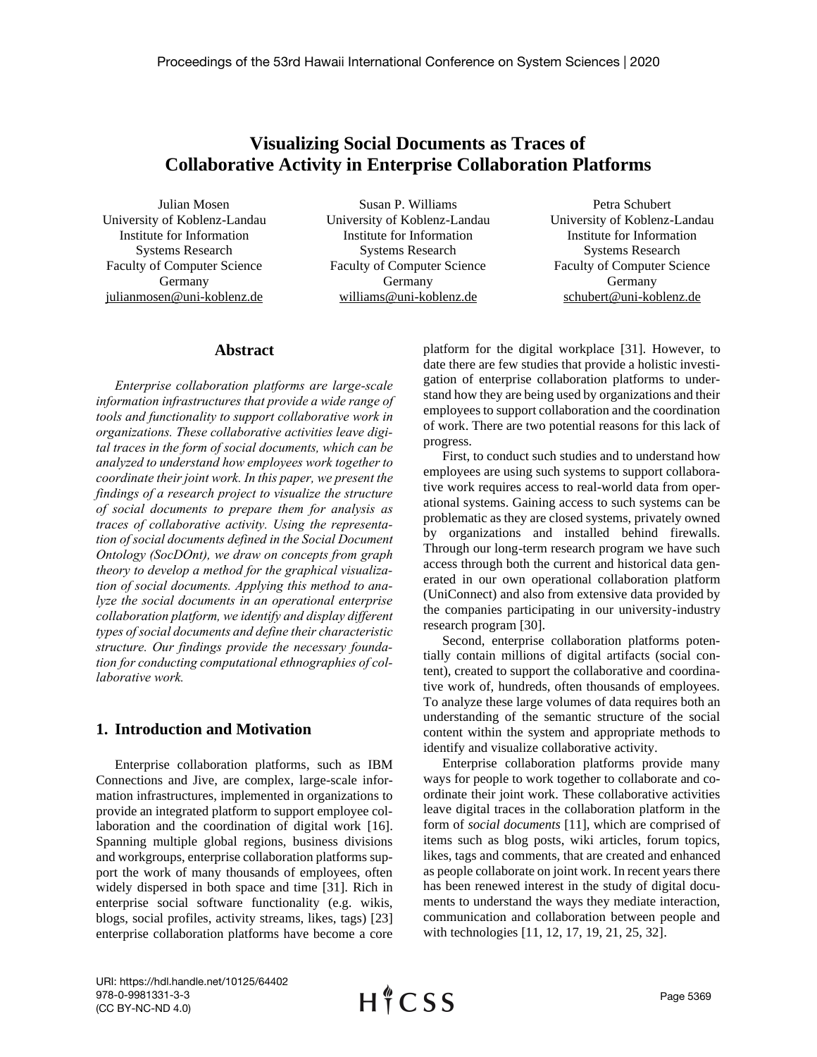# Visualizing Social Documents as Traces of Collaborative Activity in Enterprise Collaboration Platforms

Julian Mosen
University of Koblenz-Landau
Institute for Information Systems Research
Faculty of Computer Science
Germany
julianmosen@uni-koblenz.de

Susan P. Williams
University of Koblenz-Landau
Institute for Information Systems Research
Faculty of Computer Science
Germany
williams@uni-koblenz.de

Petra Schubert
University of Koblenz-Landau
Institute for Information Systems Research
Faculty of Computer Science
Germany
schubert@uni-koblenz.de

## Abstract

*Enterprise collaboration platforms are large-scale information infrastructures that provide a wide range of tools and functionality to support collaborative work in organizations. These collaborative activities leave digital traces in the form of social documents, which can be analyzed to understand how employees work together to coordinate their joint work. In this paper, we present the findings of a research project to visualize the structure of social documents to prepare them for analysis as traces of collaborative activity. Using the representation of social documents defined in the Social Document Ontology (SocDOnt), we draw on concepts from graph theory to develop a method for the graphical visualization of social documents. Applying this method to analyze the social documents in an operational enterprise collaboration platform, we identify and display different types of social documents and define their characteristic structure. Our findings provide the necessary foundation for conducting computational ethnographies of collaborative work.*

## 1. Introduction and Motivation

Enterprise collaboration platforms, such as IBM Connections and Jive, are complex, large-scale information infrastructures, implemented in organizations to provide an integrated platform to support employee collaboration and the coordination of digital work [16]. Spanning multiple global regions, business divisions and workgroups, enterprise collaboration platforms support the work of many thousands of employees, often widely dispersed in both space and time [31]. Rich in enterprise social software functionality (e.g. wikis, blogs, social profiles, activity streams, likes, tags) [23] enterprise collaboration platforms have become a core platform for the digital workplace [31]. However, to date there are few studies that provide a holistic investigation of enterprise collaboration platforms to understand how they are being used by organizations and their employees to support collaboration and the coordination of work. There are two potential reasons for this lack of progress.

First, to conduct such studies and to understand how employees are using such systems to support collaborative work requires access to real-world data from operational systems. Gaining access to such systems can be problematic as they are closed systems, privately owned by organizations and installed behind firewalls. Through our long-term research program we have such access through both the current and historical data generated in our own operational collaboration platform (UniConnect) and also from extensive data provided by the companies participating in our university-industry research program [30].

Second, enterprise collaboration platforms potentially contain millions of digital artifacts (social content), created to support the collaborative and coordinative work of, hundreds, often thousands of employees. To analyze these large volumes of data requires both an understanding of the semantic structure of the social content within the system and appropriate methods to identify and visualize collaborative activity.

Enterprise collaboration platforms provide many ways for people to work together to collaborate and coordinate their joint work. These collaborative activities leave digital traces in the collaboration platform in the form of *social documents* [11], which are comprised of items such as blog posts, wiki articles, forum topics, likes, tags and comments, that are created and enhanced as people collaborate on joint work. In recent years there has been renewed interest in the study of digital documents to understand the ways they mediate interaction, communication and collaboration between people and with technologies [11, 12, 17, 19, 21, 25, 32].

URI: https://hdl.handle.net/10125/64402
978-0-9981331-3-3
(CC BY-NC-ND 4.0)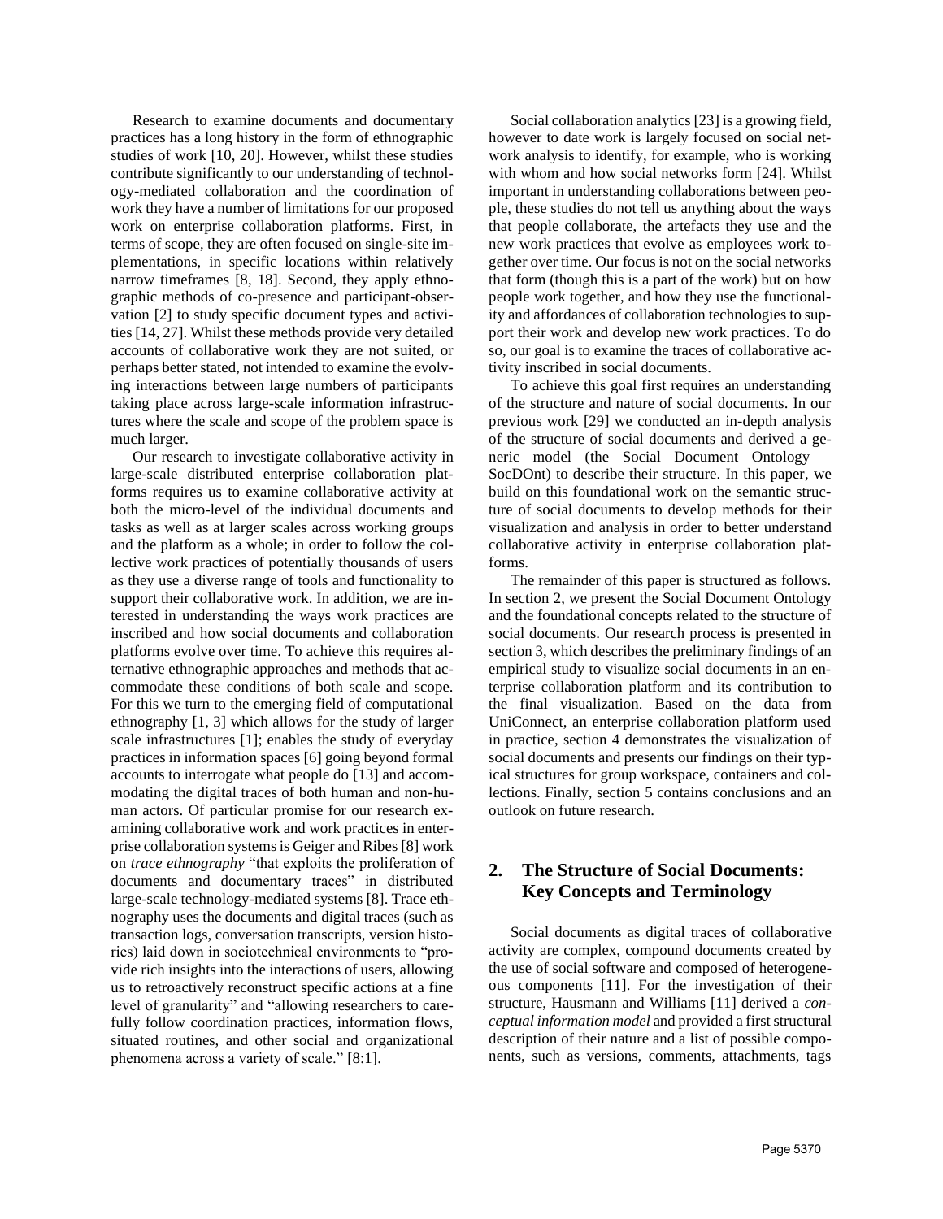Research to examine documents and documentary practices has a long history in the form of ethnographic studies of work [10, 20]. However, whilst these studies contribute significantly to our understanding of technology-mediated collaboration and the coordination of work they have a number of limitations for our proposed work on enterprise collaboration platforms. First, in terms of scope, they are often focused on single-site implementations, in specific locations within relatively narrow timeframes [8, 18]. Second, they apply ethnographic methods of co-presence and participant-observation [2] to study specific document types and activities [14, 27]. Whilst these methods provide very detailed accounts of collaborative work they are not suited, or perhaps better stated, not intended to examine the evolving interactions between large numbers of participants taking place across large-scale information infrastructures where the scale and scope of the problem space is much larger.

Our research to investigate collaborative activity in large-scale distributed enterprise collaboration platforms requires us to examine collaborative activity at both the micro-level of the individual documents and tasks as well as at larger scales across working groups and the platform as a whole; in order to follow the collective work practices of potentially thousands of users as they use a diverse range of tools and functionality to support their collaborative work. In addition, we are interested in understanding the ways work practices are inscribed and how social documents and collaboration platforms evolve over time. To achieve this requires alternative ethnographic approaches and methods that accommodate these conditions of both scale and scope. For this we turn to the emerging field of computational ethnography [1, 3] which allows for the study of larger scale infrastructures [1]; enables the study of everyday practices in information spaces [6] going beyond formal accounts to interrogate what people do [13] and accommodating the digital traces of both human and non-human actors. Of particular promise for our research examining collaborative work and work practices in enterprise collaboration systems is Geiger and Ribes [8] work on *trace ethnography* "that exploits the proliferation of documents and documentary traces" in distributed large-scale technology-mediated systems [8]. Trace ethnography uses the documents and digital traces (such as transaction logs, conversation transcripts, version histories) laid down in sociotechnical environments to "provide rich insights into the interactions of users, allowing us to retroactively reconstruct specific actions at a fine level of granularity" and "allowing researchers to carefully follow coordination practices, information flows, situated routines, and other social and organizational phenomena across a variety of scale." [8:1].

Social collaboration analytics [23] is a growing field, however to date work is largely focused on social network analysis to identify, for example, who is working with whom and how social networks form [24]. Whilst important in understanding collaborations between people, these studies do not tell us anything about the ways that people collaborate, the artefacts they use and the new work practices that evolve as employees work together over time. Our focus is not on the social networks that form (though this is a part of the work) but on how people work together, and how they use the functionality and affordances of collaboration technologies to support their work and develop new work practices. To do so, our goal is to examine the traces of collaborative activity inscribed in social documents.

To achieve this goal first requires an understanding of the structure and nature of social documents. In our previous work [29] we conducted an in-depth analysis of the structure of social documents and derived a generic model (the Social Document Ontology – SocDOnt) to describe their structure. In this paper, we build on this foundational work on the semantic structure of social documents to develop methods for their visualization and analysis in order to better understand collaborative activity in enterprise collaboration platforms.

The remainder of this paper is structured as follows. In section 2, we present the Social Document Ontology and the foundational concepts related to the structure of social documents. Our research process is presented in section 3, which describes the preliminary findings of an empirical study to visualize social documents in an enterprise collaboration platform and its contribution to the final visualization. Based on the data from UniConnect, an enterprise collaboration platform used in practice, section 4 demonstrates the visualization of social documents and presents our findings on their typical structures for group workspace, containers and collections. Finally, section 5 contains conclusions and an outlook on future research.

## 2. The Structure of Social Documents: Key Concepts and Terminology

Social documents as digital traces of collaborative activity are complex, compound documents created by the use of social software and composed of heterogeneous components [11]. For the investigation of their structure, Hausmann and Williams [11] derived a *conceptual information model* and provided a first structural description of their nature and a list of possible components, such as versions, comments, attachments, tags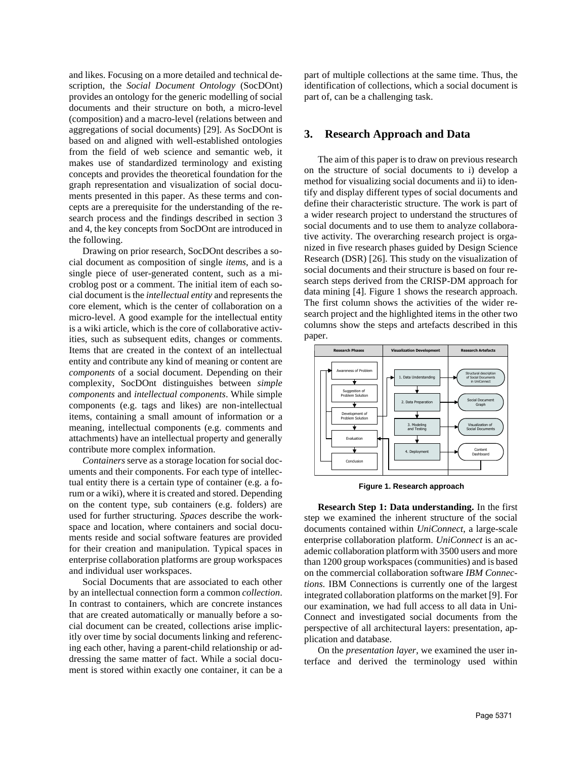and likes. Focusing on a more detailed and technical description, the *Social Document Ontology* (SocDOnt) provides an ontology for the generic modelling of social documents and their structure on both, a micro-level (composition) and a macro-level (relations between and aggregations of social documents) [29]. As SocDOnt is based on and aligned with well-established ontologies from the field of web science and semantic web, it makes use of standardized terminology and existing concepts and provides the theoretical foundation for the graph representation and visualization of social documents presented in this paper. As these terms and concepts are a prerequisite for the understanding of the research process and the findings described in section 3 and 4, the key concepts from SocDOnt are introduced in the following.

Drawing on prior research, SocDOnt describes a social document as composition of single *items*, and is a single piece of user-generated content, such as a microblog post or a comment. The initial item of each social document is the *intellectual entity* and represents the core element, which is the center of collaboration on a micro-level. A good example for the intellectual entity is a wiki article, which is the core of collaborative activities, such as subsequent edits, changes or comments. Items that are created in the context of an intellectual entity and contribute any kind of meaning or content are *components* of a social document. Depending on their complexity, SocDOnt distinguishes between *simple components* and *intellectual components*. While simple components (e.g. tags and likes) are non-intellectual items, containing a small amount of information or a meaning, intellectual components (e.g. comments and attachments) have an intellectual property and generally contribute more complex information.

*Containers* serve as a storage location for social documents and their components. For each type of intellectual entity there is a certain type of container (e.g. a forum or a wiki), where it is created and stored. Depending on the content type, sub containers (e.g. folders) are used for further structuring. *Spaces* describe the workspace and location, where containers and social documents reside and social software features are provided for their creation and manipulation. Typical spaces in enterprise collaboration platforms are group workspaces and individual user workspaces.

Social Documents that are associated to each other by an intellectual connection form a common *collection*. In contrast to containers, which are concrete instances that are created automatically or manually before a social document can be created, collections arise implicitly over time by social documents linking and referencing each other, having a parent-child relationship or addressing the same matter of fact. While a social document is stored within exactly one container, it can be a part of multiple collections at the same time. Thus, the identification of collections, which a social document is part of, can be a challenging task.

## 3. Research Approach and Data

The aim of this paper is to draw on previous research on the structure of social documents to i) develop a method for visualizing social documents and ii) to identify and display different types of social documents and define their characteristic structure. The work is part of a wider research project to understand the structures of social documents and to use them to analyze collaborative activity. The overarching research project is organized in five research phases guided by Design Science Research (DSR) [26]. This study on the visualization of social documents and their structure is based on four research steps derived from the CRISP-DM approach for data mining [4]. Figure 1 shows the research approach. The first column shows the activities of the wider research project and the highlighted items in the other two columns show the steps and artefacts described in this paper.

| Research Phases | Visualization Development | Research Artefacts |
|---|---|---|
| Awareness of Problem | 1. Data Understanding | Structural description of Social Documents in UniConnect |
| Suggestion of Problem Solution | 2. Data Preparation | Social Document Graph |
| Development of Problem Solution | 3. Modeling and Testing | Visualization of Social Documents |
| Evaluation | 4. Deployment | Content Dashboard |
| Conclusion | | |

**Figure 1. Research approach**

**Research Step 1: Data understanding.** In the first step we examined the inherent structure of the social documents contained within *UniConnect*, a large-scale enterprise collaboration platform. *UniConnect* is an academic collaboration platform with 3500 users and more than 1200 group workspaces (communities) and is based on the commercial collaboration software *IBM Connections*. IBM Connections is currently one of the largest integrated collaboration platforms on the market [9]. For our examination, we had full access to all data in UniConnect and investigated social documents from the perspective of all architectural layers: presentation, application and database.

On the *presentation layer*, we examined the user interface and derived the terminology used within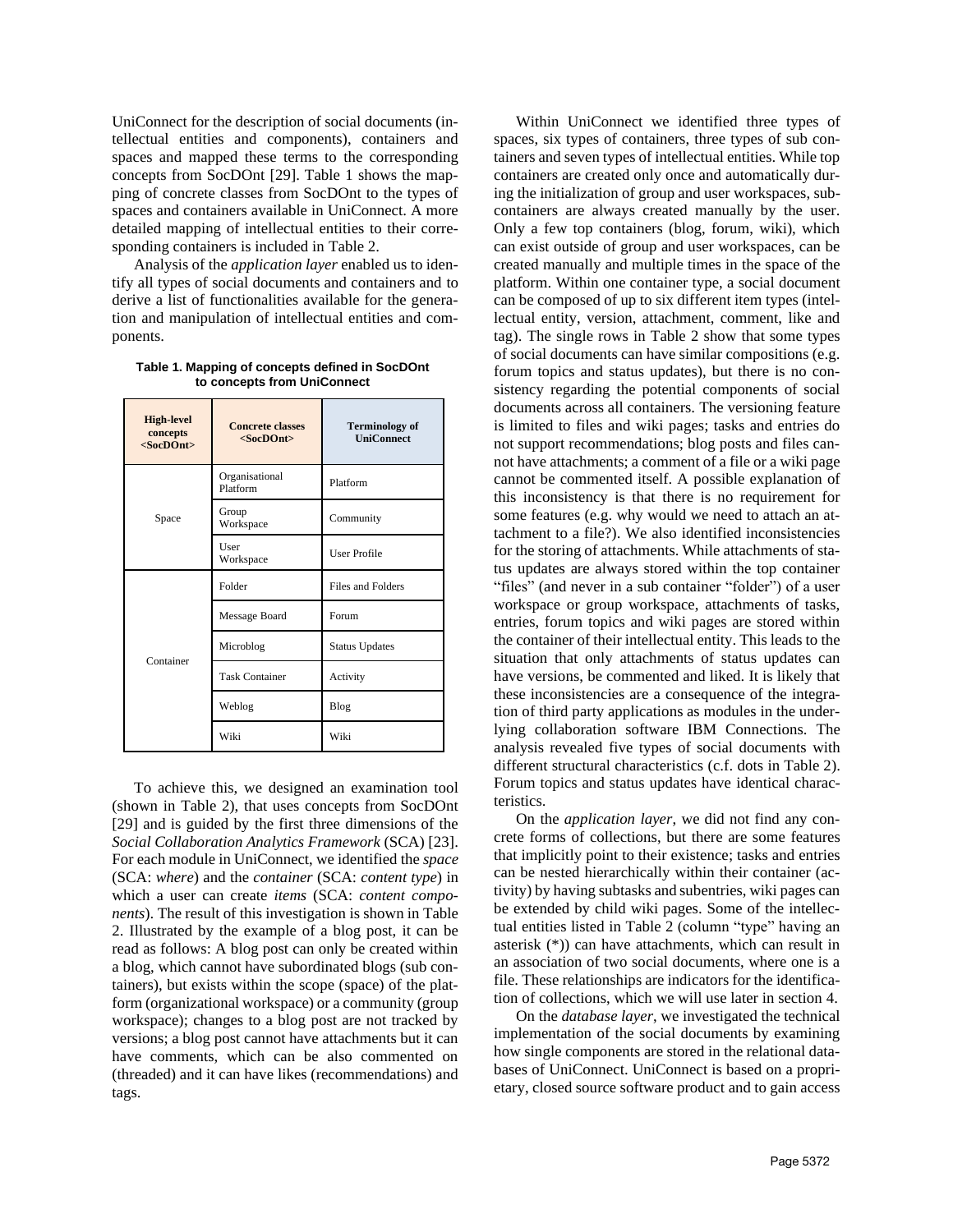UniConnect for the description of social documents (intellectual entities and components), containers and spaces and mapped these terms to the corresponding concepts from SocDOnt [29]. Table 1 shows the mapping of concrete classes from SocDOnt to the types of spaces and containers available in UniConnect. A more detailed mapping of intellectual entities to their corresponding containers is included in Table 2.

Analysis of the *application layer* enabled us to identify all types of social documents and containers and to derive a list of functionalities available for the generation and manipulation of intellectual entities and components.

**Table 1. Mapping of concepts defined in SocDOnt to concepts from UniConnect**

| High-level concepts <SocDOnt> | Concrete classes <SocDOnt> | Terminology of UniConnect |
|---|---|---|
| Space | Organisational Platform | Platform |
| | Group Workspace | Community |
| | User Workspace | User Profile |
| Container | Folder | Files and Folders |
| | Message Board | Forum |
| | Microblog | Status Updates |
| | Task Container | Activity |
| | Weblog | Blog |
| | Wiki | Wiki |

To achieve this, we designed an examination tool (shown in Table 2), that uses concepts from SocDOnt [29] and is guided by the first three dimensions of the *Social Collaboration Analytics Framework* (SCA) [23]. For each module in UniConnect, we identified the *space* (SCA: *where*) and the *container* (SCA: *content type*) in which a user can create *items* (SCA: *content components*). The result of this investigation is shown in Table 2. Illustrated by the example of a blog post, it can be read as follows: A blog post can only be created within a blog, which cannot have subordinated blogs (sub containers), but exists within the scope (space) of the platform (organizational workspace) or a community (group workspace); changes to a blog post are not tracked by versions; a blog post cannot have attachments but it can have comments, which can be also commented on (threaded) and it can have likes (recommendations) and tags.

Within UniConnect we identified three types of spaces, six types of containers, three types of sub containers and seven types of intellectual entities. While top containers are created only once and automatically during the initialization of group and user workspaces, sub-containers are always created manually by the user. Only a few top containers (blog, forum, wiki), which can exist outside of group and user workspaces, can be created manually and multiple times in the space of the platform. Within one container type, a social document can be composed of up to six different item types (intellectual entity, version, attachment, comment, like and tag). The single rows in Table 2 show that some types of social documents can have similar compositions (e.g. forum topics and status updates), but there is no consistency regarding the potential components of social documents across all containers. The versioning feature is limited to files and wiki pages; tasks and entries do not support recommendations; blog posts and files cannot have attachments; a comment of a file or a wiki page cannot be commented itself. A possible explanation of this inconsistency is that there is no requirement for some features (e.g. why would we need to attach an attachment to a file?). We also identified inconsistencies for the storing of attachments. While attachments of status updates are always stored within the top container "files" (and never in a sub container "folder") of a user workspace or group workspace, attachments of tasks, entries, forum topics and wiki pages are stored within the container of their intellectual entity. This leads to the situation that only attachments of status updates can have versions, be commented and liked. It is likely that these inconsistencies are a consequence of the integration of third party applications as modules in the underlying collaboration software IBM Connections. The analysis revealed five types of social documents with different structural characteristics (c.f. dots in Table 2). Forum topics and status updates have identical characteristics.

On the *application layer*, we did not find any concrete forms of collections, but there are some features that implicitly point to their existence; tasks and entries can be nested hierarchically within their container (activity) by having subtasks and subentries, wiki pages can be extended by child wiki pages. Some of the intellectual entities listed in Table 2 (column "type" having an asterisk (*)) can have attachments, which can result in an association of two social documents, where one is a file. These relationships are indicators for the identification of collections, which we will use later in section 4.

On the *database layer*, we investigated the technical implementation of the social documents by examining how single components are stored in the relational databases of UniConnect. UniConnect is based on a proprietary, closed source software product and to gain access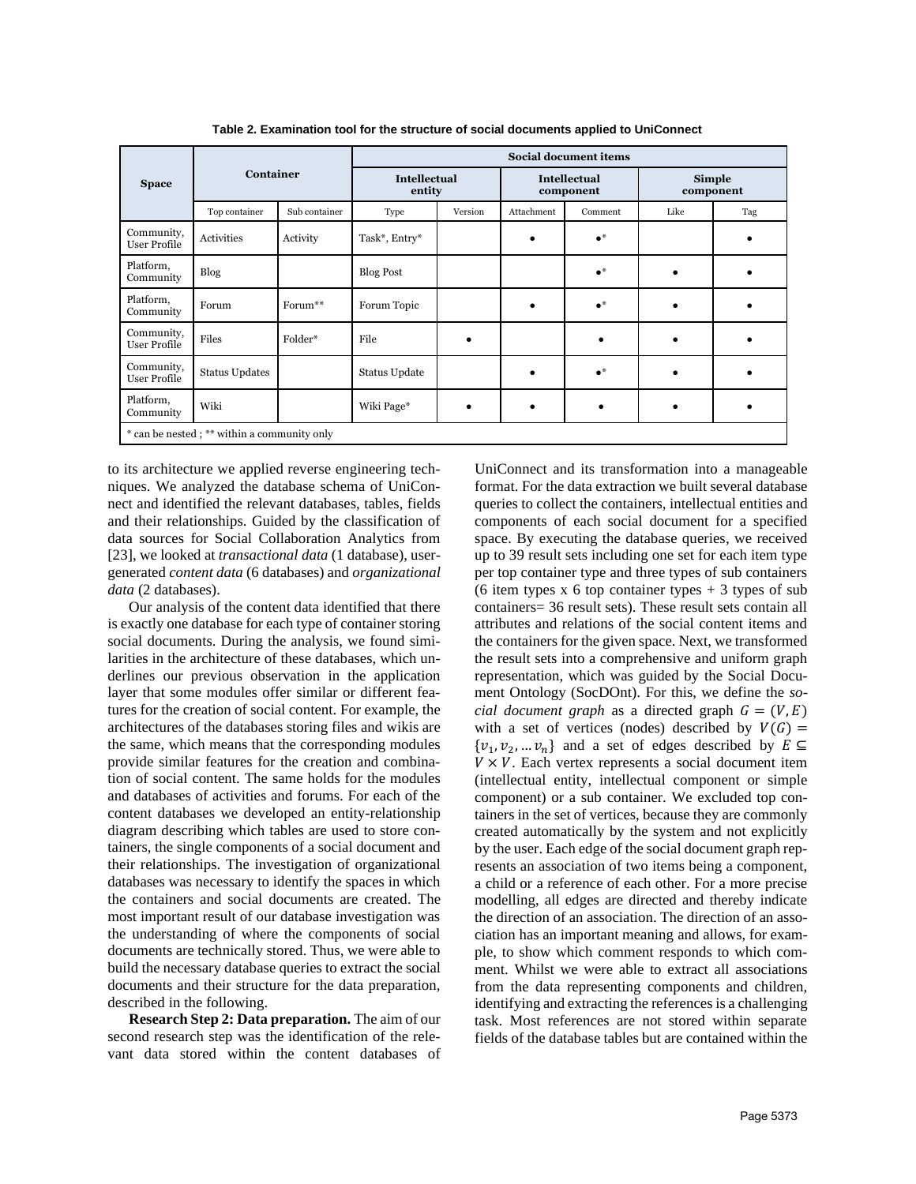**Table 2. Examination tool for the structure of social documents applied to UniConnect**

| Space | Container | | Social document items | | | | | |
|---|---|---|---|---|---|---|---|---|
| | | | Intellectual entity | | Intellectual component | | Simple component | |
| | Top container | Sub container | Type | Version | Attachment | Comment | Like | Tag |
| Community, User Profile | Activities | Activity | Task*, Entry* | | • | •* | | • |
| Platform, Community | Blog | | Blog Post | | | •* | • | • |
| Platform, Community | Forum | Forum** | Forum Topic | | • | •* | • | • |
| Community, User Profile | Files | Folder* | File | • | | • | • | • |
| Community, User Profile | Status Updates | | Status Update | | • | •* | • | • |
| Platform, Community | Wiki | | Wiki Page* | • | • | • | • | • |

\* can be nested ; ** within a community only

to its architecture we applied reverse engineering techniques. We analyzed the database schema of UniConnect and identified the relevant databases, tables, fields and their relationships. Guided by the classification of data sources for Social Collaboration Analytics from [23], we looked at *transactional data* (1 database), user-generated *content data* (6 databases) and *organizational data* (2 databases).

Our analysis of the content data identified that there is exactly one database for each type of container storing social documents. During the analysis, we found similarities in the architecture of these databases, which underlines our previous observation in the application layer that some modules offer similar or different features for the creation of social content. For example, the architectures of the databases storing files and wikis are the same, which means that the corresponding modules provide similar features for the creation and combination of social content. The same holds for the modules and databases of activities and forums. For each of the content databases we developed an entity-relationship diagram describing which tables are used to store containers, the single components of a social document and their relationships. The investigation of organizational databases was necessary to identify the spaces in which the containers and social documents are created. The most important result of our database investigation was the understanding of where the components of social documents are technically stored. Thus, we were able to build the necessary database queries to extract the social documents and their structure for the data preparation, described in the following.

**Research Step 2: Data preparation.** The aim of our second research step was the identification of the relevant data stored within the content databases of UniConnect and its transformation into a manageable format. For the data extraction we built several database queries to collect the containers, intellectual entities and components of each social document for a specified space. By executing the database queries, we received up to 39 result sets including one set for each item type per top container type and three types of sub containers (6 item types x 6 top container types + 3 types of sub containers= 36 result sets). These result sets contain all attributes and relations of the social content items and the containers for the given space. Next, we transformed the result sets into a comprehensive and uniform graph representation, which was guided by the Social Document Ontology (SocDOnt). For this, we define the *social document graph* as a directed graph $G = (V, E)$ with a set of vertices (nodes) described by $V(G) = \{v_1, v_2, \dots v_n\}$ and a set of edges described by $E \subseteq V \times V$. Each vertex represents a social document item (intellectual entity, intellectual component or simple component) or a sub container. We excluded top containers in the set of vertices, because they are commonly created automatically by the system and not explicitly by the user. Each edge of the social document graph represents an association of two items being a component, a child or a reference of each other. For a more precise modelling, all edges are directed and thereby indicate the direction of an association. The direction of an association has an important meaning and allows, for example, to show which comment responds to which comment. Whilst we were able to extract all associations from the data representing components and children, identifying and extracting the references is a challenging task. Most references are not stored within separate fields of the database tables but are contained within the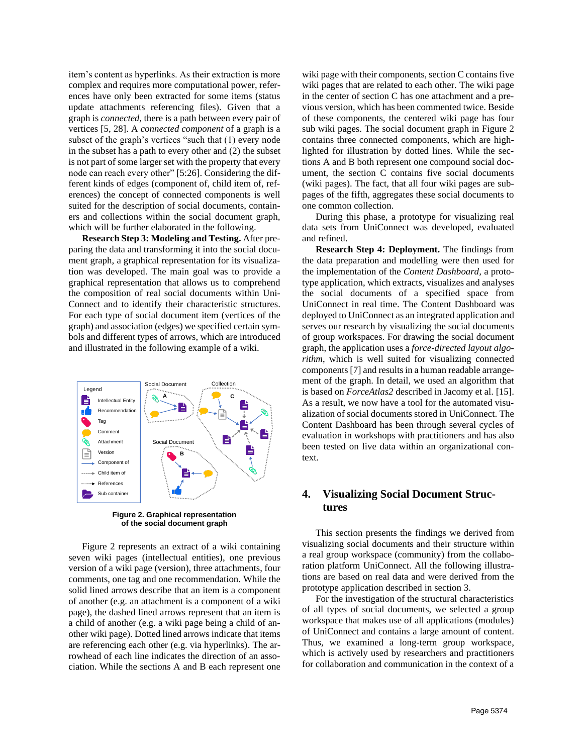item's content as hyperlinks. As their extraction is more complex and requires more computational power, references have only been extracted for some items (status update attachments referencing files). Given that a graph is *connected*, there is a path between every pair of vertices [5, 28]. A *connected component* of a graph is a subset of the graph's vertices "such that (1) every node in the subset has a path to every other and (2) the subset is not part of some larger set with the property that every node can reach every other" [5:26]. Considering the different kinds of edges (component of, child item of, references) the concept of connected components is well suited for the description of social documents, containers and collections within the social document graph, which will be further elaborated in the following.

**Research Step 3: Modeling and Testing.** After preparing the data and transforming it into the social document graph, a graphical representation for its visualization was developed. The main goal was to provide a graphical representation that allows us to comprehend the composition of real social documents within UniConnect and to identify their characteristic structures. For each type of social document item (vertices of the graph) and association (edges) we specified certain symbols and different types of arrows, which are introduced and illustrated in the following example of a wiki.

**Figure 2. Graphical representation of the social document graph**

Figure 2 represents an extract of a wiki containing seven wiki pages (intellectual entities), one previous version of a wiki page (version), three attachments, four comments, one tag and one recommendation. While the solid lined arrows describe that an item is a component of another (e.g. an attachment is a component of a wiki page), the dashed lined arrows represent that an item is a child of another (e.g. a wiki page being a child of another wiki page). Dotted lined arrows indicate that items are referencing each other (e.g. via hyperlinks). The arrowhead of each line indicates the direction of an association. While the sections A and B each represent one wiki page with their components, section C contains five wiki pages that are related to each other. The wiki page in the center of section C has one attachment and a previous version, which has been commented twice. Beside of these components, the centered wiki page has four sub wiki pages. The social document graph in Figure 2 contains three connected components, which are highlighted for illustration by dotted lines. While the sections A and B both represent one compound social document, the section C contains five social documents (wiki pages). The fact, that all four wiki pages are subpages of the fifth, aggregates these social documents to one common collection.

During this phase, a prototype for visualizing real data sets from UniConnect was developed, evaluated and refined.

**Research Step 4: Deployment.** The findings from the data preparation and modelling were then used for the implementation of the *Content Dashboard*, a prototype application, which extracts, visualizes and analyses the social documents of a specified space from UniConnect in real time. The Content Dashboard was deployed to UniConnect as an integrated application and serves our research by visualizing the social documents of group workspaces. For drawing the social document graph, the application uses a *force-directed layout algorithm*, which is well suited for visualizing connected components [7] and results in a human readable arrangement of the graph. In detail, we used an algorithm that is based on *ForceAtlas2* described in Jacomy et al. [15]. As a result, we now have a tool for the automated visualization of social documents stored in UniConnect. The Content Dashboard has been through several cycles of evaluation in workshops with practitioners and has also been tested on live data within an organizational context.

## 4. Visualizing Social Document Structures

This section presents the findings we derived from visualizing social documents and their structure within a real group workspace (community) from the collaboration platform UniConnect. All the following illustrations are based on real data and were derived from the prototype application described in section 3.

For the investigation of the structural characteristics of all types of social documents, we selected a group workspace that makes use of all applications (modules) of UniConnect and contains a large amount of content. Thus, we examined a long-term group workspace, which is actively used by researchers and practitioners for collaboration and communication in the context of a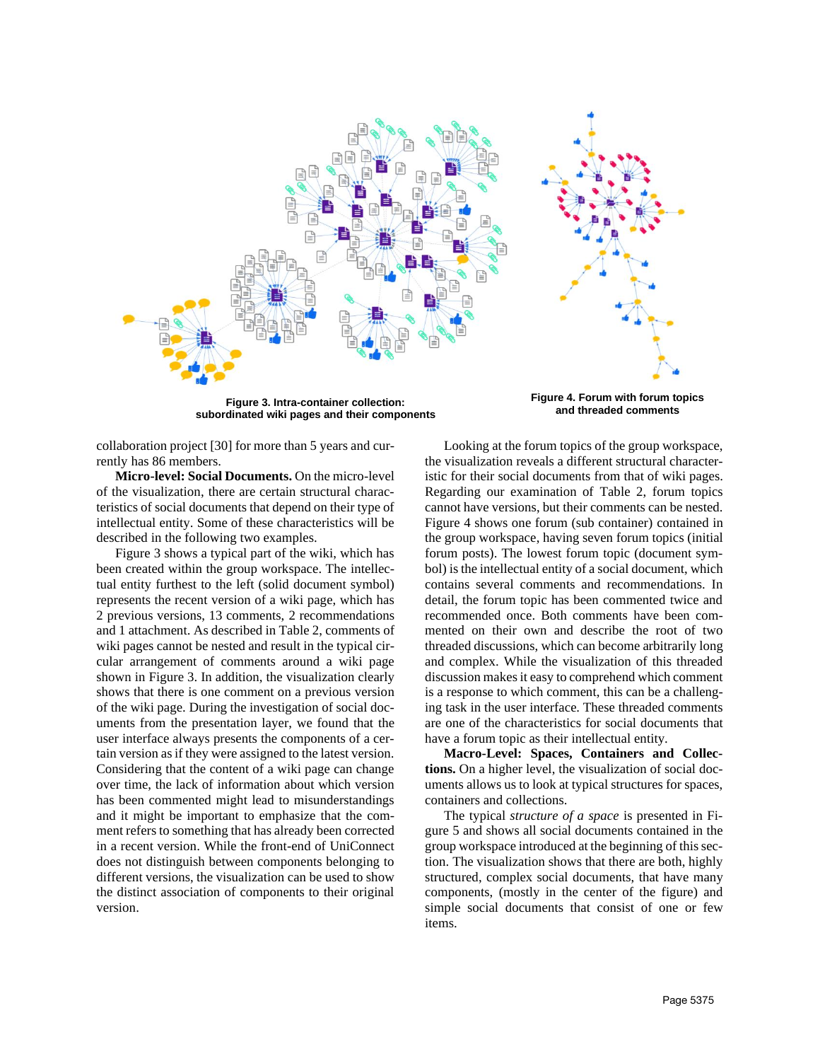Figure 3. Intra-container collection: subordinated wiki pages and their components

Figure 4. Forum with forum topics and threaded comments

collaboration project [30] for more than 5 years and currently has 86 members.

**Micro-level: Social Documents.** On the micro-level of the visualization, there are certain structural characteristics of social documents that depend on their type of intellectual entity. Some of these characteristics will be described in the following two examples.

Figure 3 shows a typical part of the wiki, which has been created within the group workspace. The intellectual entity furthest to the left (solid document symbol) represents the recent version of a wiki page, which has 2 previous versions, 13 comments, 2 recommendations and 1 attachment. As described in Table 2, comments of wiki pages cannot be nested and result in the typical circular arrangement of comments around a wiki page shown in Figure 3. In addition, the visualization clearly shows that there is one comment on a previous version of the wiki page. During the investigation of social documents from the presentation layer, we found that the user interface always presents the components of a certain version as if they were assigned to the latest version. Considering that the content of a wiki page can change over time, the lack of information about which version has been commented might lead to misunderstandings and it might be important to emphasize that the comment refers to something that has already been corrected in a recent version. While the front-end of UniConnect does not distinguish between components belonging to different versions, the visualization can be used to show the distinct association of components to their original version.

Looking at the forum topics of the group workspace, the visualization reveals a different structural characteristic for their social documents from that of wiki pages. Regarding our examination of Table 2, forum topics cannot have versions, but their comments can be nested. Figure 4 shows one forum (sub container) contained in the group workspace, having seven forum topics (initial forum posts). The lowest forum topic (document symbol) is the intellectual entity of a social document, which contains several comments and recommendations. In detail, the forum topic has been commented twice and recommended once. Both comments have been commented on their own and describe the root of two threaded discussions, which can become arbitrarily long and complex. While the visualization of this threaded discussion makes it easy to comprehend which comment is a response to which comment, this can be a challenging task in the user interface. These threaded comments are one of the characteristics for social documents that have a forum topic as their intellectual entity.

**Macro-Level: Spaces, Containers and Collections.** On a higher level, the visualization of social documents allows us to look at typical structures for spaces, containers and collections.

The typical *structure of a space* is presented in Figure 5 and shows all social documents contained in the group workspace introduced at the beginning of this section. The visualization shows that there are both, highly structured, complex social documents, that have many components, (mostly in the center of the figure) and simple social documents that consist of one or few items.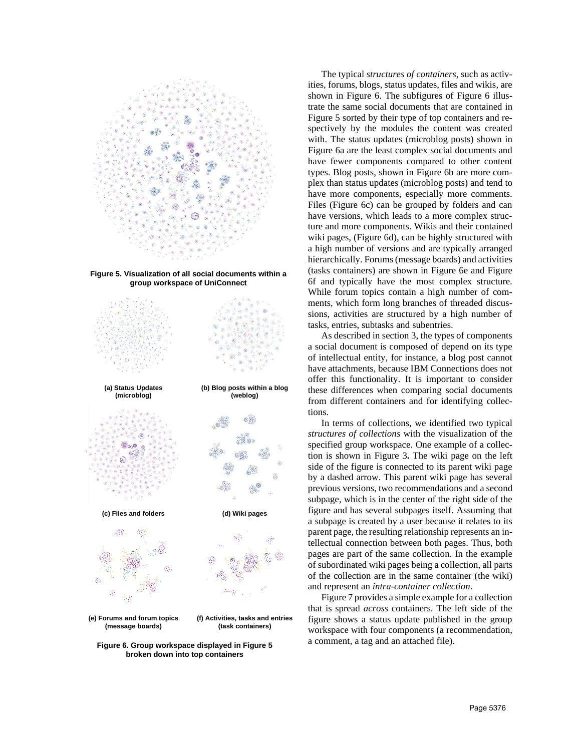Figure 5. Visualization of all social documents within a group workspace of UniConnect

(a) Status Updates (microblog)

(b) Blog posts within a blog (weblog)

(c) Files and folders

(d) Wiki pages

(e) Forums and forum topics (message boards)

(f) Activities, tasks and entries (task containers)

Figure 6. Group workspace displayed in Figure 5 broken down into top containers

The typical *structures of containers*, such as activities, forums, blogs, status updates, files and wikis, are shown in Figure 6. The subfigures of Figure 6 illustrate the same social documents that are contained in Figure 5 sorted by their type of top containers and respectively by the modules the content was created with. The status updates (microblog posts) shown in Figure 6a are the least complex social documents and have fewer components compared to other content types. Blog posts, shown in Figure 6b are more complex than status updates (microblog posts) and tend to have more components, especially more comments. Files (Figure 6c) can be grouped by folders and can have versions, which leads to a more complex structure and more components. Wikis and their contained wiki pages, (Figure 6d), can be highly structured with a high number of versions and are typically arranged hierarchically. Forums (message boards) and activities (tasks containers) are shown in Figure 6e and Figure 6f and typically have the most complex structure. While forum topics contain a high number of comments, which form long branches of threaded discussions, activities are structured by a high number of tasks, entries, subtasks and subentries.

As described in section 3, the types of components a social document is composed of depend on its type of intellectual entity, for instance, a blog post cannot have attachments, because IBM Connections does not offer this functionality. It is important to consider these differences when comparing social documents from different containers and for identifying collections.

In terms of collections, we identified two typical *structures of collections* with the visualization of the specified group workspace. One example of a collection is shown in Figure 3**.** The wiki page on the left side of the figure is connected to its parent wiki page by a dashed arrow. This parent wiki page has several previous versions, two recommendations and a second subpage, which is in the center of the right side of the figure and has several subpages itself. Assuming that a subpage is created by a user because it relates to its parent page, the resulting relationship represents an intellectual connection between both pages. Thus, both pages are part of the same collection. In the example of subordinated wiki pages being a collection, all parts of the collection are in the same container (the wiki) and represent an *intra-container collection*.

Figure 7 provides a simple example for a collection that is spread *across* containers. The left side of the figure shows a status update published in the group workspace with four components (a recommendation, a comment, a tag and an attached file).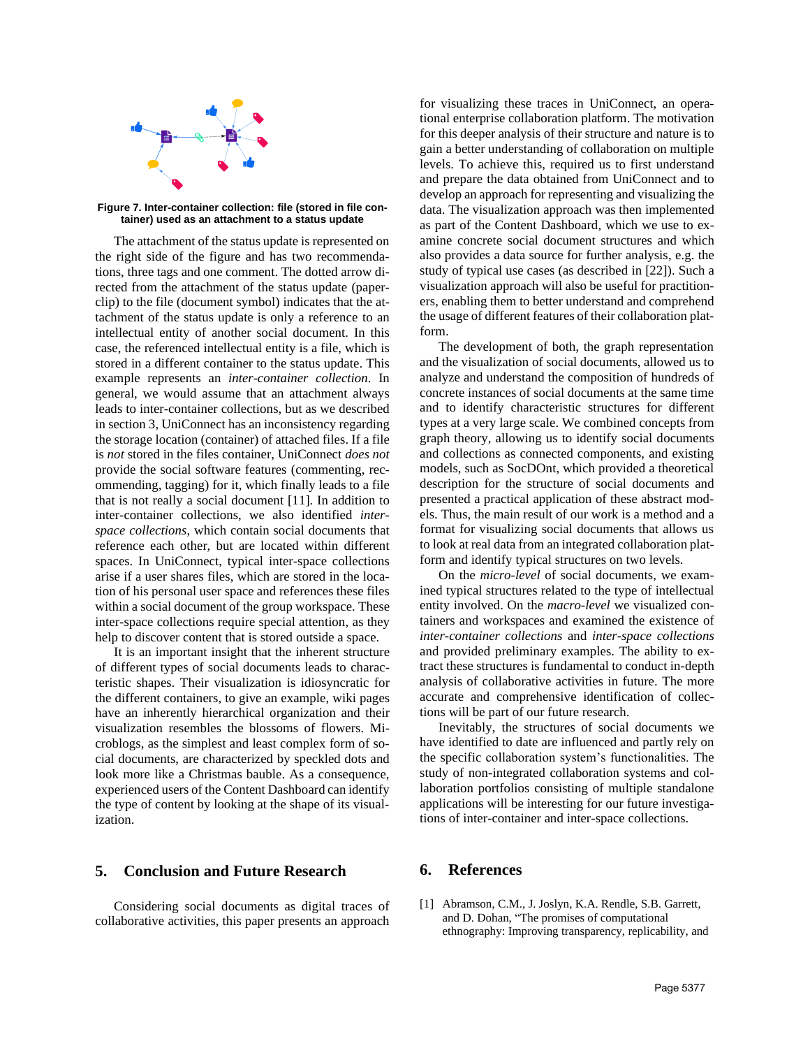**Figure 7. Inter-container collection: file (stored in file container) used as an attachment to a status update**

The attachment of the status update is represented on the right side of the figure and has two recommendations, three tags and one comment. The dotted arrow directed from the attachment of the status update (paperclip) to the file (document symbol) indicates that the attachment of the status update is only a reference to an intellectual entity of another social document. In this case, the referenced intellectual entity is a file, which is stored in a different container to the status update. This example represents an *inter-container collection*. In general, we would assume that an attachment always leads to inter-container collections, but as we described in section 3, UniConnect has an inconsistency regarding the storage location (container) of attached files. If a file is *not* stored in the files container, UniConnect *does not* provide the social software features (commenting, recommending, tagging) for it, which finally leads to a file that is not really a social document [11]. In addition to inter-container collections, we also identified *inter-space collections*, which contain social documents that reference each other, but are located within different spaces. In UniConnect, typical inter-space collections arise if a user shares files, which are stored in the location of his personal user space and references these files within a social document of the group workspace. These inter-space collections require special attention, as they help to discover content that is stored outside a space.

It is an important insight that the inherent structure of different types of social documents leads to characteristic shapes. Their visualization is idiosyncratic for the different containers, to give an example, wiki pages have an inherently hierarchical organization and their visualization resembles the blossoms of flowers. Microblogs, as the simplest and least complex form of social documents, are characterized by speckled dots and look more like a Christmas bauble. As a consequence, experienced users of the Content Dashboard can identify the type of content by looking at the shape of its visualization.

## 5. Conclusion and Future Research

Considering social documents as digital traces of collaborative activities, this paper presents an approach for visualizing these traces in UniConnect, an operational enterprise collaboration platform. The motivation for this deeper analysis of their structure and nature is to gain a better understanding of collaboration on multiple levels. To achieve this, required us to first understand and prepare the data obtained from UniConnect and to develop an approach for representing and visualizing the data. The visualization approach was then implemented as part of the Content Dashboard, which we use to examine concrete social document structures and which also provides a data source for further analysis, e.g. the study of typical use cases (as described in [22]). Such a visualization approach will also be useful for practitioners, enabling them to better understand and comprehend the usage of different features of their collaboration platform.

The development of both, the graph representation and the visualization of social documents, allowed us to analyze and understand the composition of hundreds of concrete instances of social documents at the same time and to identify characteristic structures for different types at a very large scale. We combined concepts from graph theory, allowing us to identify social documents and collections as connected components, and existing models, such as SocDOnt, which provided a theoretical description for the structure of social documents and presented a practical application of these abstract models. Thus, the main result of our work is a method and a format for visualizing social documents that allows us to look at real data from an integrated collaboration platform and identify typical structures on two levels.

On the *micro-level* of social documents, we examined typical structures related to the type of intellectual entity involved. On the *macro-level* we visualized containers and workspaces and examined the existence of *inter-container collections* and *inter-space collections* and provided preliminary examples. The ability to extract these structures is fundamental to conduct in-depth analysis of collaborative activities in future. The more accurate and comprehensive identification of collections will be part of our future research.

Inevitably, the structures of social documents we have identified to date are influenced and partly rely on the specific collaboration system's functionalities. The study of non-integrated collaboration systems and collaboration portfolios consisting of multiple standalone applications will be interesting for our future investigations of inter-container and inter-space collections.

## 6. References

[1] Abramson, C.M., J. Joslyn, K.A. Rendle, S.B. Garrett, and D. Dohan, "The promises of computational ethnography: Improving transparency, replicability, and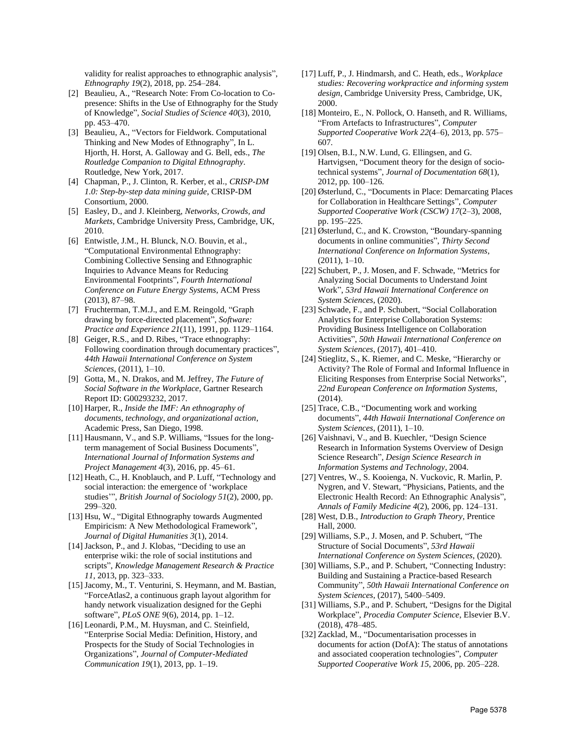validity for realist approaches to ethnographic analysis", *Ethnography 19*(2), 2018, pp. 254–284.

[2] Beaulieu, A., "Research Note: From Co-location to Co-presence: Shifts in the Use of Ethnography for the Study of Knowledge", *Social Studies of Science 40*(3), 2010, pp. 453–470.

[3] Beaulieu, A., "Vectors for Fieldwork. Computational Thinking and New Modes of Ethnography", In L. Hjorth, H. Horst, A. Galloway and G. Bell, eds., *The Routledge Companion to Digital Ethnography*. Routledge, New York, 2017.

[4] Chapman, P., J. Clinton, R. Kerber, et al., *CRISP-DM 1.0: Step-by-step data mining guide*, CRISP-DM Consortium, 2000.

[5] Easley, D., and J. Kleinberg, *Networks, Crowds, and Markets*, Cambridge University Press, Cambridge, UK, 2010.

[6] Entwistle, J.M., H. Blunck, N.O. Bouvin, et al., "Computational Environmental Ethnography: Combining Collective Sensing and Ethnographic Inquiries to Advance Means for Reducing Environmental Footprints", *Fourth International Conference on Future Energy Systems*, ACM Press (2013), 87–98.

[7] Fruchterman, T.M.J., and E.M. Reingold, "Graph drawing by force-directed placement", *Software: Practice and Experience 21*(11), 1991, pp. 1129–1164.

[8] Geiger, R.S., and D. Ribes, "Trace ethnography: Following coordination through documentary practices", *44th Hawaii International Conference on System Sciences*, (2011), 1–10.

[9] Gotta, M., N. Drakos, and M. Jeffrey, *The Future of Social Software in the Workplace*, Gartner Research Report ID: G00293232, 2017.

[10] Harper, R., *Inside the IMF: An ethnography of documents, technology, and organizational action*, Academic Press, San Diego, 1998.

[11] Hausmann, V., and S.P. Williams, "Issues for the long-term management of Social Business Documents", *International Journal of Information Systems and Project Management 4*(3), 2016, pp. 45–61.

[12] Heath, C., H. Knoblauch, and P. Luff, "Technology and social interaction: the emergence of 'workplace studies'", *British Journal of Sociology 51*(2), 2000, pp. 299–320.

[13] Hsu, W., "Digital Ethnography towards Augmented Empiricism: A New Methodological Framework", *Journal of Digital Humanities 3*(1), 2014.

[14] Jackson, P., and J. Klobas, "Deciding to use an enterprise wiki: the role of social institutions and scripts", *Knowledge Management Research & Practice 11*, 2013, pp. 323–333.

[15] Jacomy, M., T. Venturini, S. Heymann, and M. Bastian, "ForceAtlas2, a continuous graph layout algorithm for handy network visualization designed for the Gephi software", *PLoS ONE 9*(6), 2014, pp. 1–12.

[16] Leonardi, P.M., M. Huysman, and C. Steinfield, "Enterprise Social Media: Definition, History, and Prospects for the Study of Social Technologies in Organizations", *Journal of Computer-Mediated Communication 19*(1), 2013, pp. 1–19.

[17] Luff, P., J. Hindmarsh, and C. Heath, eds., *Workplace studies: Recovering workpractice and informing system design*, Cambridge University Press, Cambridge, UK, 2000.

[18] Monteiro, E., N. Pollock, O. Hanseth, and R. Williams, "From Artefacts to Infrastructures", *Computer Supported Cooperative Work 22*(4–6), 2013, pp. 575–607.

[19] Olsen, B.I., N.W. Lund, G. Ellingsen, and G. Hartvigsen, "Document theory for the design of socio-technical systems", *Journal of Documentation 68*(1), 2012, pp. 100–126.

[20] Østerlund, C., "Documents in Place: Demarcating Places for Collaboration in Healthcare Settings", *Computer Supported Cooperative Work (CSCW) 17*(2–3), 2008, pp. 195–225.

[21] Østerlund, C., and K. Crowston, "Boundary-spanning documents in online communities", *Thirty Second International Conference on Information Systems*, (2011), 1–10.

[22] Schubert, P., J. Mosen, and F. Schwade, "Metrics for Analyzing Social Documents to Understand Joint Work", *53rd Hawaii International Conference on System Sciences*, (2020).

[23] Schwade, F., and P. Schubert, "Social Collaboration Analytics for Enterprise Collaboration Systems: Providing Business Intelligence on Collaboration Activities", *50th Hawaii International Conference on System Sciences*, (2017), 401–410.

[24] Stieglitz, S., K. Riemer, and C. Meske, "Hierarchy or Activity? The Role of Formal and Informal Influence in Eliciting Responses from Enterprise Social Networks", *22nd European Conference on Information Systems*, (2014).

[25] Trace, C.B., "Documenting work and working documents", *44th Hawaii International Conference on System Sciences*, (2011), 1–10.

[26] Vaishnavi, V., and B. Kuechler, "Design Science Research in Information Systems Overview of Design Science Research", *Design Science Research in Information Systems and Technology*, 2004.

[27] Ventres, W., S. Kooienga, N. Vuckovic, R. Marlin, P. Nygren, and V. Stewart, "Physicians, Patients, and the Electronic Health Record: An Ethnographic Analysis", *Annals of Family Medicine 4*(2), 2006, pp. 124–131.

[28] West, D.B., *Introduction to Graph Theory*, Prentice Hall, 2000.

[29] Williams, S.P., J. Mosen, and P. Schubert, "The Structure of Social Documents", *53rd Hawaii International Conference on System Sciences*, (2020).

[30] Williams, S.P., and P. Schubert, "Connecting Industry: Building and Sustaining a Practice-based Research Community", *50th Hawaii International Conference on System Sciences*, (2017), 5400–5409.

[31] Williams, S.P., and P. Schubert, "Designs for the Digital Workplace", *Procedia Computer Science*, Elsevier B.V. (2018), 478–485.

[32] Zacklad, M., "Documentarisation processes in documents for action (DofA): The status of annotations and associated cooperation technologies", *Computer Supported Cooperative Work 15*, 2006, pp. 205–228.